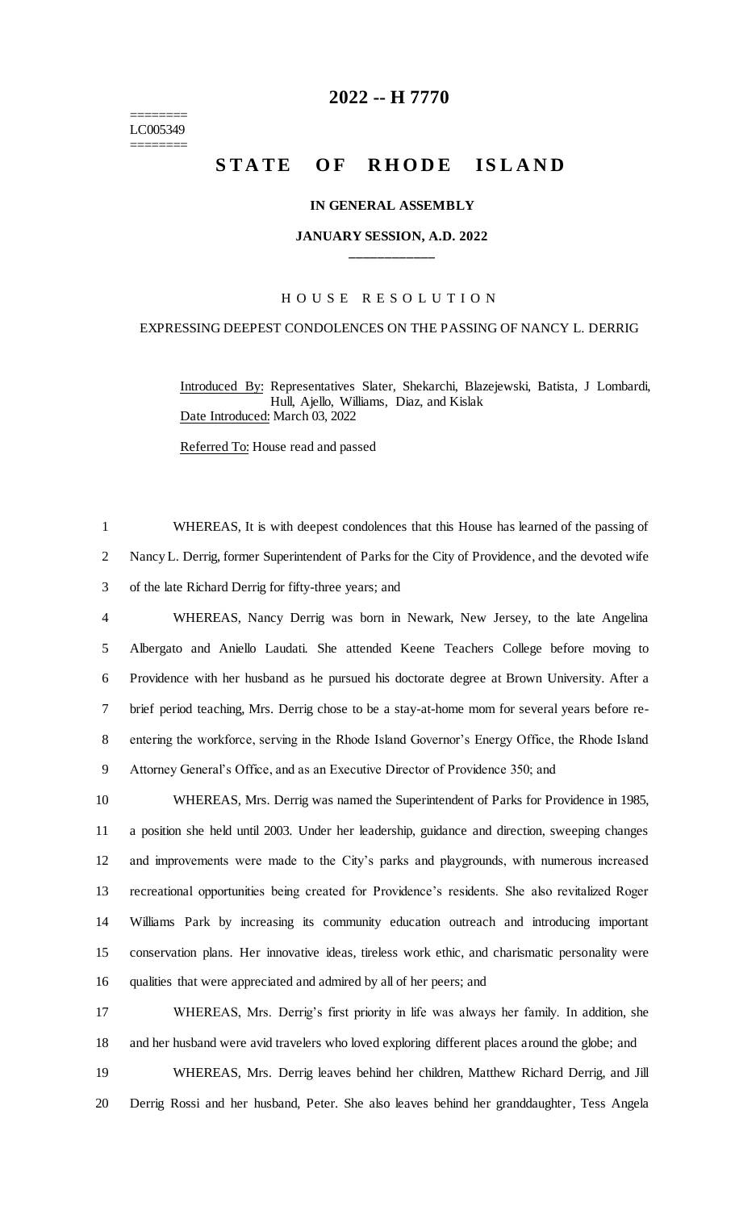# 2022 -- H 7770

========
LC005349
========

## STATE OF RHODE ISLAND

### IN GENERAL ASSEMBLY

### JANUARY SESSION, A.D. 2022

____________

H O U S E R E S O L U T I O N

EXPRESSING DEEPEST CONDOLENCES ON THE PASSING OF NANCY L. DERRIG

Introduced By: Representatives Slater, Shekarchi, Blazejewski, Batista, J Lombardi, Hull, Ajello, Williams, Diaz, and Kislak

Date Introduced: March 03, 2022

Referred To: House read and passed

1 WHEREAS, It is with deepest condolences that this House has learned of the passing of
2 Nancy L. Derrig, former Superintendent of Parks for the City of Providence, and the devoted wife
3 of the late Richard Derrig for fifty-three years; and

4 WHEREAS, Nancy Derrig was born in Newark, New Jersey, to the late Angelina
5 Albergato and Aniello Laudati. She attended Keene Teachers College before moving to
6 Providence with her husband as he pursued his doctorate degree at Brown University. After a
7 brief period teaching, Mrs. Derrig chose to be a stay-at-home mom for several years before re-
8 entering the workforce, serving in the Rhode Island Governor's Energy Office, the Rhode Island
9 Attorney General's Office, and as an Executive Director of Providence 350; and

10 WHEREAS, Mrs. Derrig was named the Superintendent of Parks for Providence in 1985,
11 a position she held until 2003. Under her leadership, guidance and direction, sweeping changes
12 and improvements were made to the City's parks and playgrounds, with numerous increased
13 recreational opportunities being created for Providence's residents. She also revitalized Roger
14 Williams Park by increasing its community education outreach and introducing important
15 conservation plans. Her innovative ideas, tireless work ethic, and charismatic personality were
16 qualities that were appreciated and admired by all of her peers; and

17 WHEREAS, Mrs. Derrig's first priority in life was always her family. In addition, she
18 and her husband were avid travelers who loved exploring different places around the globe; and

19 WHEREAS, Mrs. Derrig leaves behind her children, Matthew Richard Derrig, and Jill
20 Derrig Rossi and her husband, Peter. She also leaves behind her granddaughter, Tess Angela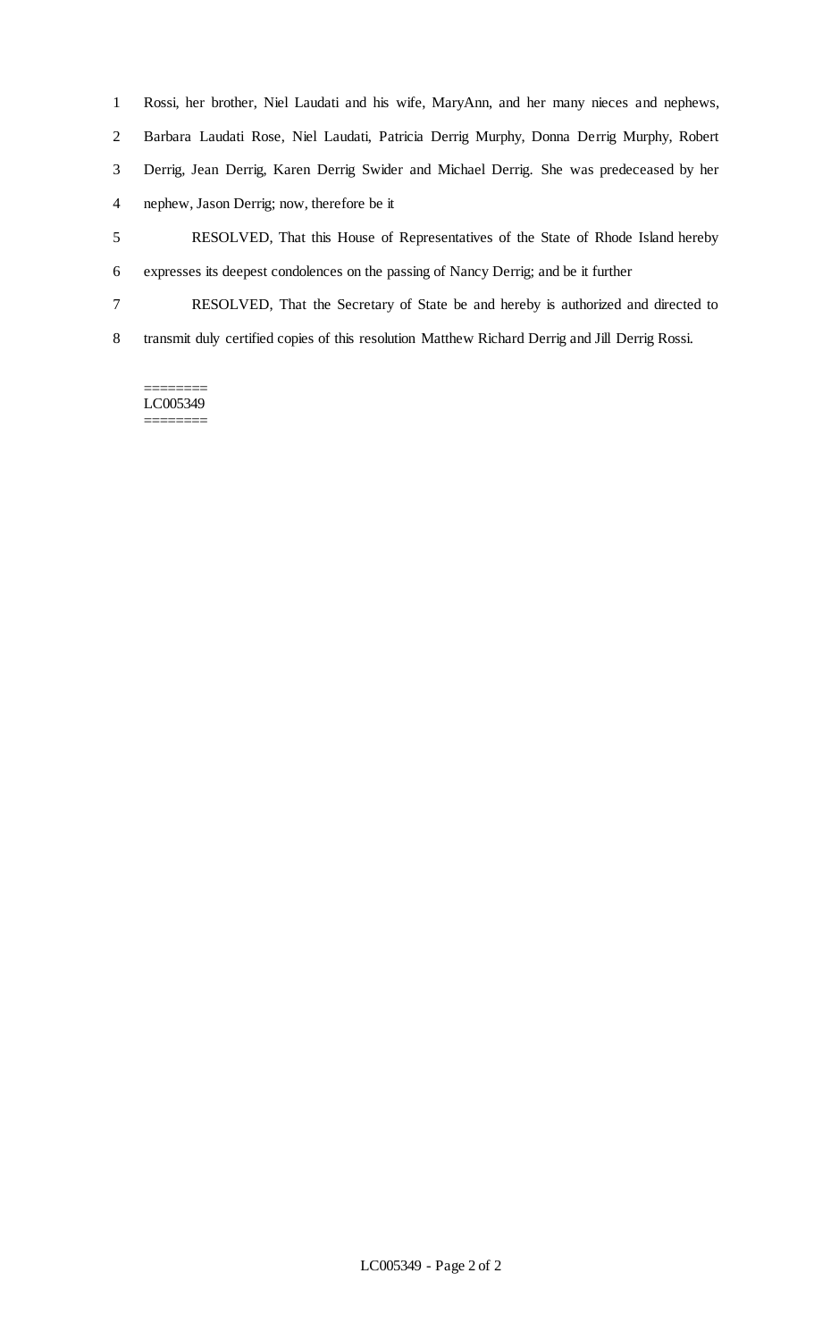Rossi, her brother, Niel Laudati and his wife, MaryAnn, and her many nieces and nephews, Barbara Laudati Rose, Niel Laudati, Patricia Derrig Murphy, Donna Derrig Murphy, Robert Derrig, Jean Derrig, Karen Derrig Swider and Michael Derrig. She was predeceased by her nephew, Jason Derrig; now, therefore be it

RESOLVED, That this House of Representatives of the State of Rhode Island hereby expresses its deepest condolences on the passing of Nancy Derrig; and be it further

RESOLVED, That the Secretary of State be and hereby is authorized and directed to transmit duly certified copies of this resolution Matthew Richard Derrig and Jill Derrig Rossi.

========
LC005349
========